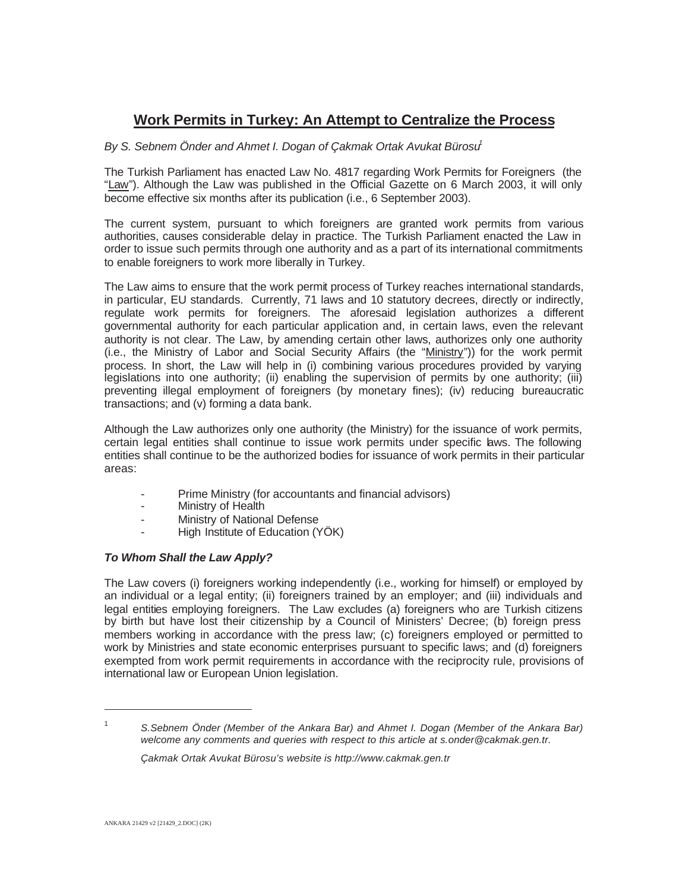# Work Permits in Turkey: An Attempt to Centralize the Process

*By S. Sebnem Önder and Ahmet I. Dogan of Çakmak Ortak Avukat Bürosu*[1]

The Turkish Parliament has enacted Law No. 4817 regarding Work Permits for Foreigners (the "Law"). Although the Law was published in the Official Gazette on 6 March 2003, it will only become effective six months after its publication (i.e., 6 September 2003).

The current system, pursuant to which foreigners are granted work permits from various authorities, causes considerable delay in practice. The Turkish Parliament enacted the Law in order to issue such permits through one authority and as a part of its international commitments to enable foreigners to work more liberally in Turkey.

The Law aims to ensure that the work permit process of Turkey reaches international standards, in particular, EU standards. Currently, 71 laws and 10 statutory decrees, directly or indirectly, regulate work permits for foreigners. The aforesaid legislation authorizes a different governmental authority for each particular application and, in certain laws, even the relevant authority is not clear. The Law, by amending certain other laws, authorizes only one authority (i.e., the Ministry of Labor and Social Security Affairs (the "Ministry")) for the work permit process. In short, the Law will help in (i) combining various procedures provided by varying legislations into one authority; (ii) enabling the supervision of permits by one authority; (iii) preventing illegal employment of foreigners (by monetary fines); (iv) reducing bureaucratic transactions; and (v) forming a data bank.

Although the Law authorizes only one authority (the Ministry) for the issuance of work permits, certain legal entities shall continue to issue work permits under specific laws. The following entities shall continue to be the authorized bodies for issuance of work permits in their particular areas:

- Prime Ministry (for accountants and financial advisors)
- Ministry of Health
- Ministry of National Defense
- High Institute of Education (YÖK)

***To Whom Shall the Law Apply?***

The Law covers (i) foreigners working independently (i.e., working for himself) or employed by an individual or a legal entity; (ii) foreigners trained by an employer; and (iii) individuals and legal entities employing foreigners. The Law excludes (a) foreigners who are Turkish citizens by birth but have lost their citizenship by a Council of Ministers' Decree; (b) foreign press members working in accordance with the press law; (c) foreigners employed or permitted to work by Ministries and state economic enterprises pursuant to specific laws; and (d) foreigners exempted from work permit requirements in accordance with the reciprocity rule, provisions of international law or European Union legislation.

---

[1] *S.Sebnem Önder (Member of the Ankara Bar) and Ahmet I. Dogan (Member of the Ankara Bar) welcome any comments and queries with respect to this article at s.onder@cakmak.gen.tr.*

*Çakmak Ortak Avukat Bürosu's website is http://www.cakmak.gen.tr*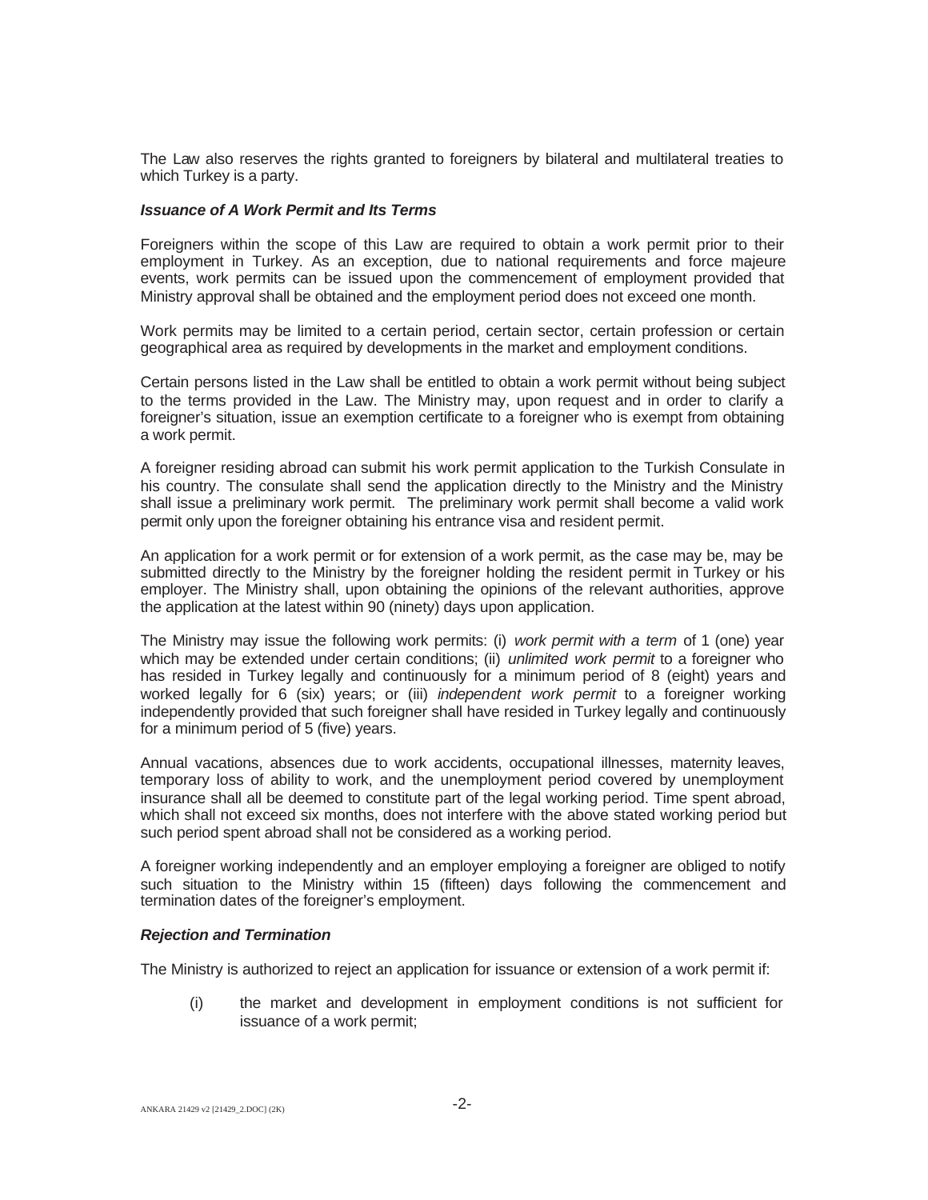The Law also reserves the rights granted to foreigners by bilateral and multilateral treaties to which Turkey is a party.

***Issuance of A Work Permit and Its Terms***

Foreigners within the scope of this Law are required to obtain a work permit prior to their employment in Turkey. As an exception, due to national requirements and force majeure events, work permits can be issued upon the commencement of employment provided that Ministry approval shall be obtained and the employment period does not exceed one month.

Work permits may be limited to a certain period, certain sector, certain profession or certain geographical area as required by developments in the market and employment conditions.

Certain persons listed in the Law shall be entitled to obtain a work permit without being subject to the terms provided in the Law. The Ministry may, upon request and in order to clarify a foreigner's situation, issue an exemption certificate to a foreigner who is exempt from obtaining a work permit.

A foreigner residing abroad can submit his work permit application to the Turkish Consulate in his country. The consulate shall send the application directly to the Ministry and the Ministry shall issue a preliminary work permit. The preliminary work permit shall become a valid work permit only upon the foreigner obtaining his entrance visa and resident permit.

An application for a work permit or for extension of a work permit, as the case may be, may be submitted directly to the Ministry by the foreigner holding the resident permit in Turkey or his employer. The Ministry shall, upon obtaining the opinions of the relevant authorities, approve the application at the latest within 90 (ninety) days upon application.

The Ministry may issue the following work permits: (i) *work permit with a term* of 1 (one) year which may be extended under certain conditions; (ii) *unlimited work permit* to a foreigner who has resided in Turkey legally and continuously for a minimum period of 8 (eight) years and worked legally for 6 (six) years; or (iii) *independent work permit* to a foreigner working independently provided that such foreigner shall have resided in Turkey legally and continuously for a minimum period of 5 (five) years.

Annual vacations, absences due to work accidents, occupational illnesses, maternity leaves, temporary loss of ability to work, and the unemployment period covered by unemployment insurance shall all be deemed to constitute part of the legal working period. Time spent abroad, which shall not exceed six months, does not interfere with the above stated working period but such period spent abroad shall not be considered as a working period.

A foreigner working independently and an employer employing a foreigner are obliged to notify such situation to the Ministry within 15 (fifteen) days following the commencement and termination dates of the foreigner's employment.

***Rejection and Termination***

The Ministry is authorized to reject an application for issuance or extension of a work permit if:

(i) the market and development in employment conditions is not sufficient for issuance of a work permit;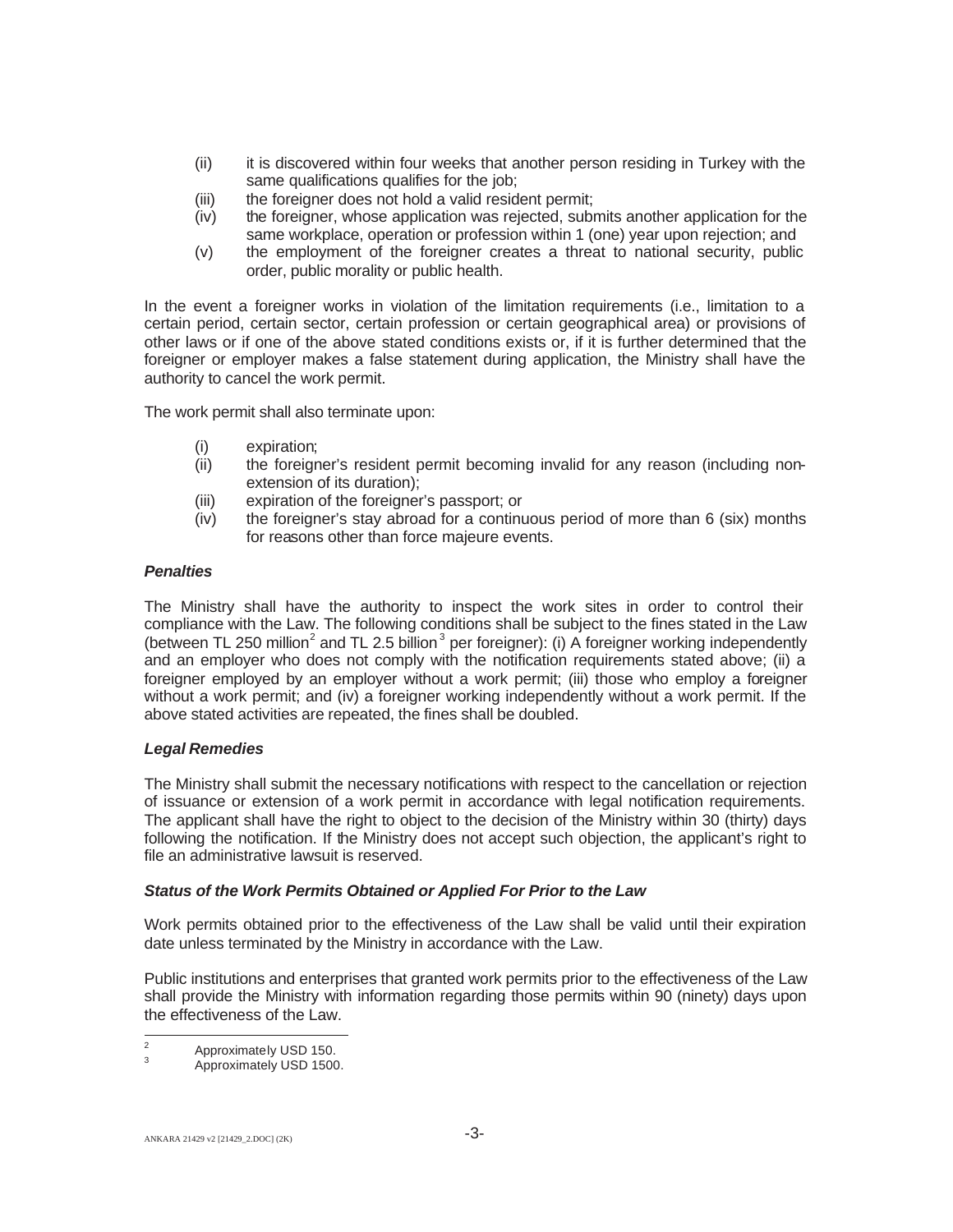(ii) it is discovered within four weeks that another person residing in Turkey with the same qualifications qualifies for the job;
(iii) the foreigner does not hold a valid resident permit;
(iv) the foreigner, whose application was rejected, submits another application for the same workplace, operation or profession within 1 (one) year upon rejection; and
(v) the employment of the foreigner creates a threat to national security, public order, public morality or public health.

In the event a foreigner works in violation of the limitation requirements (i.e., limitation to a certain period, certain sector, certain profession or certain geographical area) or provisions of other laws or if one of the above stated conditions exists or, if it is further determined that the foreigner or employer makes a false statement during application, the Ministry shall have the authority to cancel the work permit.

The work permit shall also terminate upon:

(i) expiration;
(ii) the foreigner's resident permit becoming invalid for any reason (including non-extension of its duration);
(iii) expiration of the foreigner's passport; or
(iv) the foreigner's stay abroad for a continuous period of more than 6 (six) months for reasons other than force majeure events.

***Penalties***

The Ministry shall have the authority to inspect the work sites in order to control their compliance with the Law. The following conditions shall be subject to the fines stated in the Law (between TL 250 million[2] and TL 2.5 billion[3] per foreigner): (i) A foreigner working independently and an employer who does not comply with the notification requirements stated above; (ii) a foreigner employed by an employer without a work permit; (iii) those who employ a foreigner without a work permit; and (iv) a foreigner working independently without a work permit. If the above stated activities are repeated, the fines shall be doubled.

***Legal Remedies***

The Ministry shall submit the necessary notifications with respect to the cancellation or rejection of issuance or extension of a work permit in accordance with legal notification requirements. The applicant shall have the right to object to the decision of the Ministry within 30 (thirty) days following the notification. If the Ministry does not accept such objection, the applicant's right to file an administrative lawsuit is reserved.

***Status of the Work Permits Obtained or Applied For Prior to the Law***

Work permits obtained prior to the effectiveness of the Law shall be valid until their expiration date unless terminated by the Ministry in accordance with the Law.

Public institutions and enterprises that granted work permits prior to the effectiveness of the Law shall provide the Ministry with information regarding those permits within 90 (ninety) days upon the effectiveness of the Law.

---

[2] Approximately USD 150.

[3] Approximately USD 1500.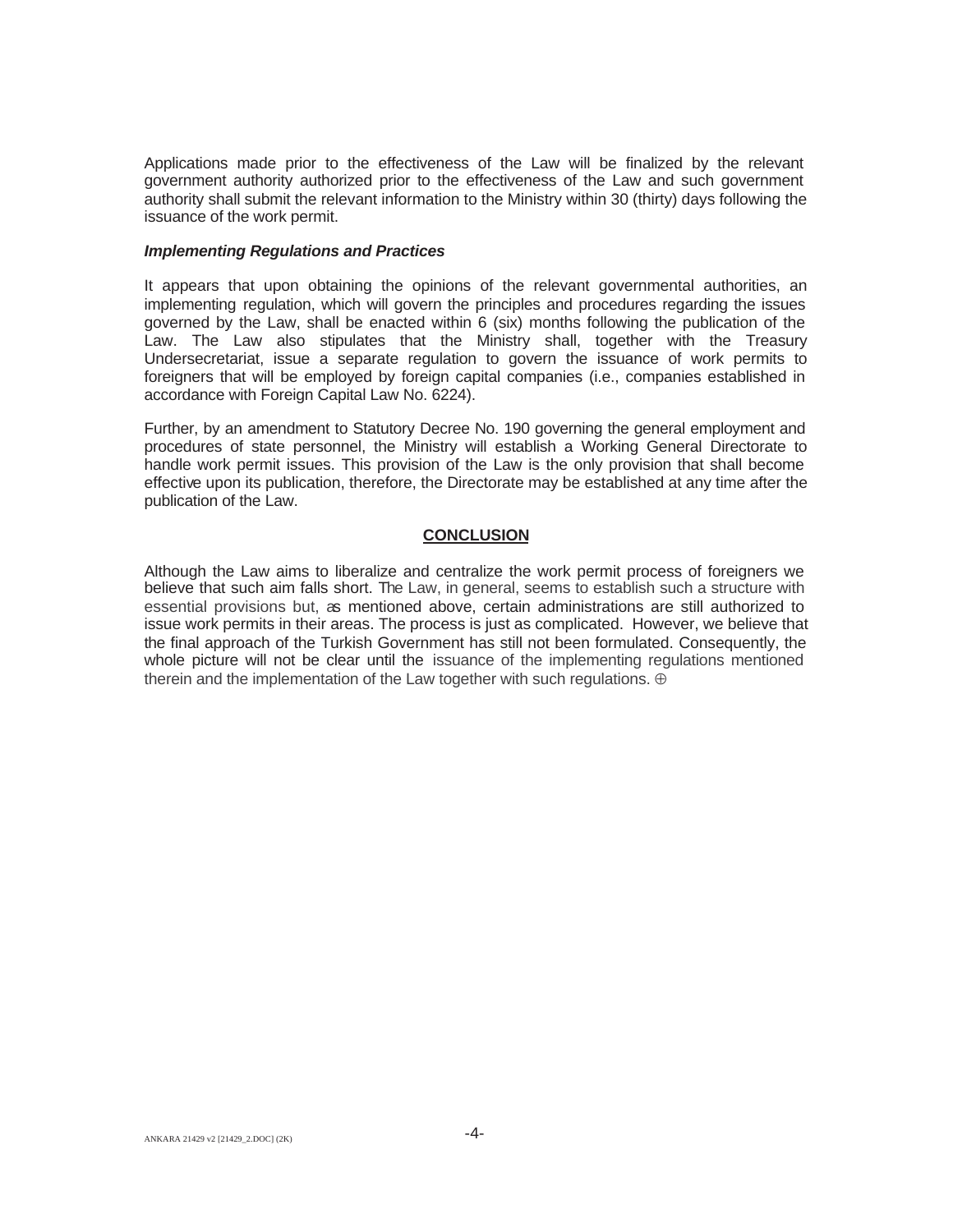Applications made prior to the effectiveness of the Law will be finalized by the relevant government authority authorized prior to the effectiveness of the Law and such government authority shall submit the relevant information to the Ministry within 30 (thirty) days following the issuance of the work permit.

***Implementing Regulations and Practices***

It appears that upon obtaining the opinions of the relevant governmental authorities, an implementing regulation, which will govern the principles and procedures regarding the issues governed by the Law, shall be enacted within 6 (six) months following the publication of the Law. The Law also stipulates that the Ministry shall, together with the Treasury Undersecretariat, issue a separate regulation to govern the issuance of work permits to foreigners that will be employed by foreign capital companies (i.e., companies established in accordance with Foreign Capital Law No. 6224).

Further, by an amendment to Statutory Decree No. 190 governing the general employment and procedures of state personnel, the Ministry will establish a Working General Directorate to handle work permit issues. This provision of the Law is the only provision that shall become effective upon its publication, therefore, the Directorate may be established at any time after the publication of the Law.

## CONCLUSION

Although the Law aims to liberalize and centralize the work permit process of foreigners we believe that such aim falls short. The Law, in general, seems to establish such a structure with essential provisions but, as mentioned above, certain administrations are still authorized to issue work permits in their areas. The process is just as complicated. However, we believe that the final approach of the Turkish Government has still not been formulated. Consequently, the whole picture will not be clear until the issuance of the implementing regulations mentioned therein and the implementation of the Law together with such regulations. ⊕